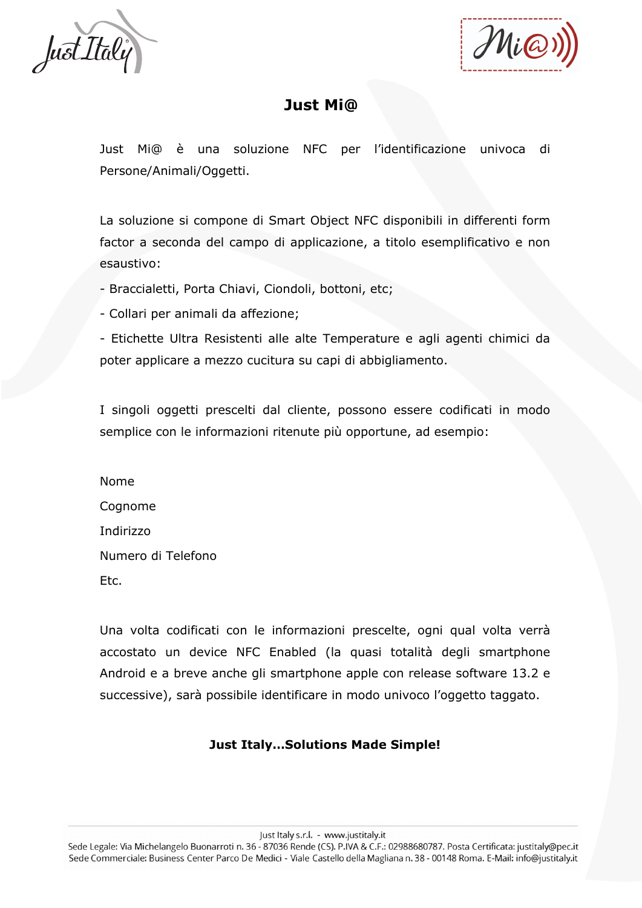# Just Mi@

Just Mi@ è una soluzione NFC per l'identificazione univoca di Persone/Animali/Oggetti.

La soluzione si compone di Smart Object NFC disponibili in differenti form factor a seconda del campo di applicazione, a titolo esemplificativo e non esaustivo:

- Braccialetti, Porta Chiavi, Ciondoli, bottoni, etc;
- Collari per animali da affezione;
- Etichette Ultra Resistenti alle alte Temperature e agli agenti chimici da poter applicare a mezzo cucitura su capi di abbigliamento.

I singoli oggetti prescelti dal cliente, possono essere codificati in modo semplice con le informazioni ritenute più opportune, ad esempio:

Nome

Cognome

Indirizzo

Numero di Telefono

Etc.

Una volta codificati con le informazioni prescelte, ogni qual volta verrà accostato un device NFC Enabled (la quasi totalità degli smartphone Android e a breve anche gli smartphone apple con release software 13.2 e successive), sarà possibile identificare in modo univoco l'oggetto taggato.

**Just Italy…Solutions Made Simple!**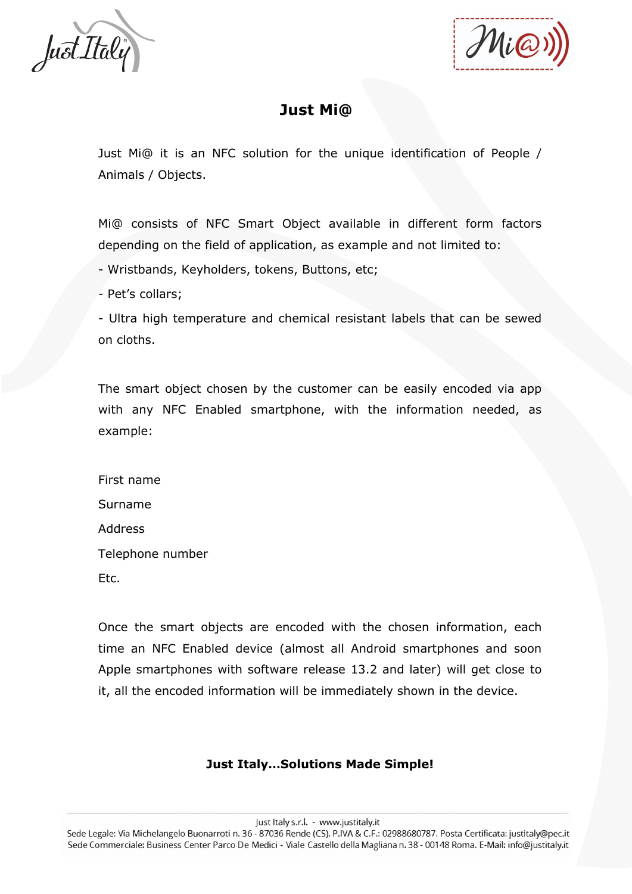# Just Mi@

Just Mi@ it is an NFC solution for the unique identification of People / Animals / Objects.

Mi@ consists of NFC Smart Object available in different form factors depending on the field of application, as example and not limited to:

- Wristbands, Keyholders, tokens, Buttons, etc;
- Pet's collars;
- Ultra high temperature and chemical resistant labels that can be sewed on cloths.

The smart object chosen by the customer can be easily encoded via app with any NFC Enabled smartphone, with the information needed, as example:

First name

Surname

Address

Telephone number

Etc.

Once the smart objects are encoded with the chosen information, each time an NFC Enabled device (almost all Android smartphones and soon Apple smartphones with software release 13.2 and later) will get close to it, all the encoded information will be immediately shown in the device.

**Just Italy...Solutions Made Simple!**

Just Italy s.r.l. - www.justitaly.it
Sede Legale: Via Michelangelo Buonarroti n. 36 - 87036 Rende (CS). P.IVA & C.F.: 02988680787. Posta Certificata: justitaly@pec.it
Sede Commerciale: Business Center Parco De Medici - Viale Castello della Magliana n. 38 - 00148 Roma. E-Mail: info@justitaly.it